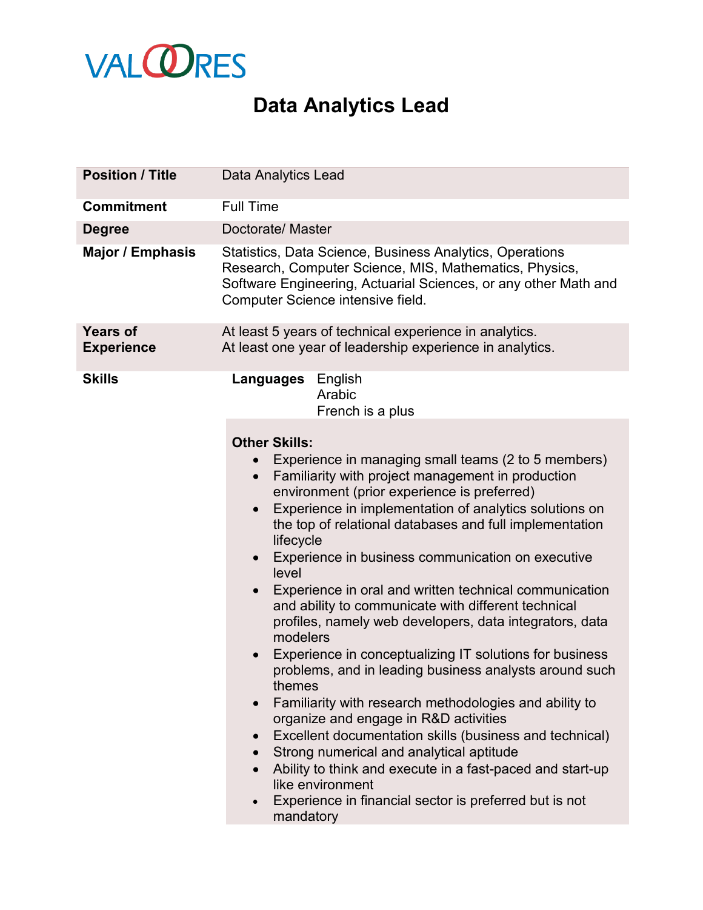VALOORES

# Data Analytics Lead

| | |
|---|---|
| **Position / Title** | Data Analytics Lead |
| **Commitment** | Full Time |
| **Degree** | Doctorate/ Master |
| **Major / Emphasis** | Statistics, Data Science, Business Analytics, Operations Research, Computer Science, MIS, Mathematics, Physics, Software Engineering, Actuarial Sciences, or any other Math and Computer Science intensive field. |
| **Years of Experience** | At least 5 years of technical experience in analytics.<br>At least one year of leadership experience in analytics. |
| **Skills** | **Languages** English<br>Arabic<br>French is a plus |

**Other Skills:**

- Experience in managing small teams (2 to 5 members)
- Familiarity with project management in production environment (prior experience is preferred)
- Experience in implementation of analytics solutions on the top of relational databases and full implementation lifecycle
- Experience in business communication on executive level
- Experience in oral and written technical communication and ability to communicate with different technical profiles, namely web developers, data integrators, data modelers
- Experience in conceptualizing IT solutions for business problems, and in leading business analysts around such themes
- Familiarity with research methodologies and ability to organize and engage in R&D activities
- Excellent documentation skills (business and technical)
- Strong numerical and analytical aptitude
- Ability to think and execute in a fast-paced and start-up like environment
- Experience in financial sector is preferred but is not mandatory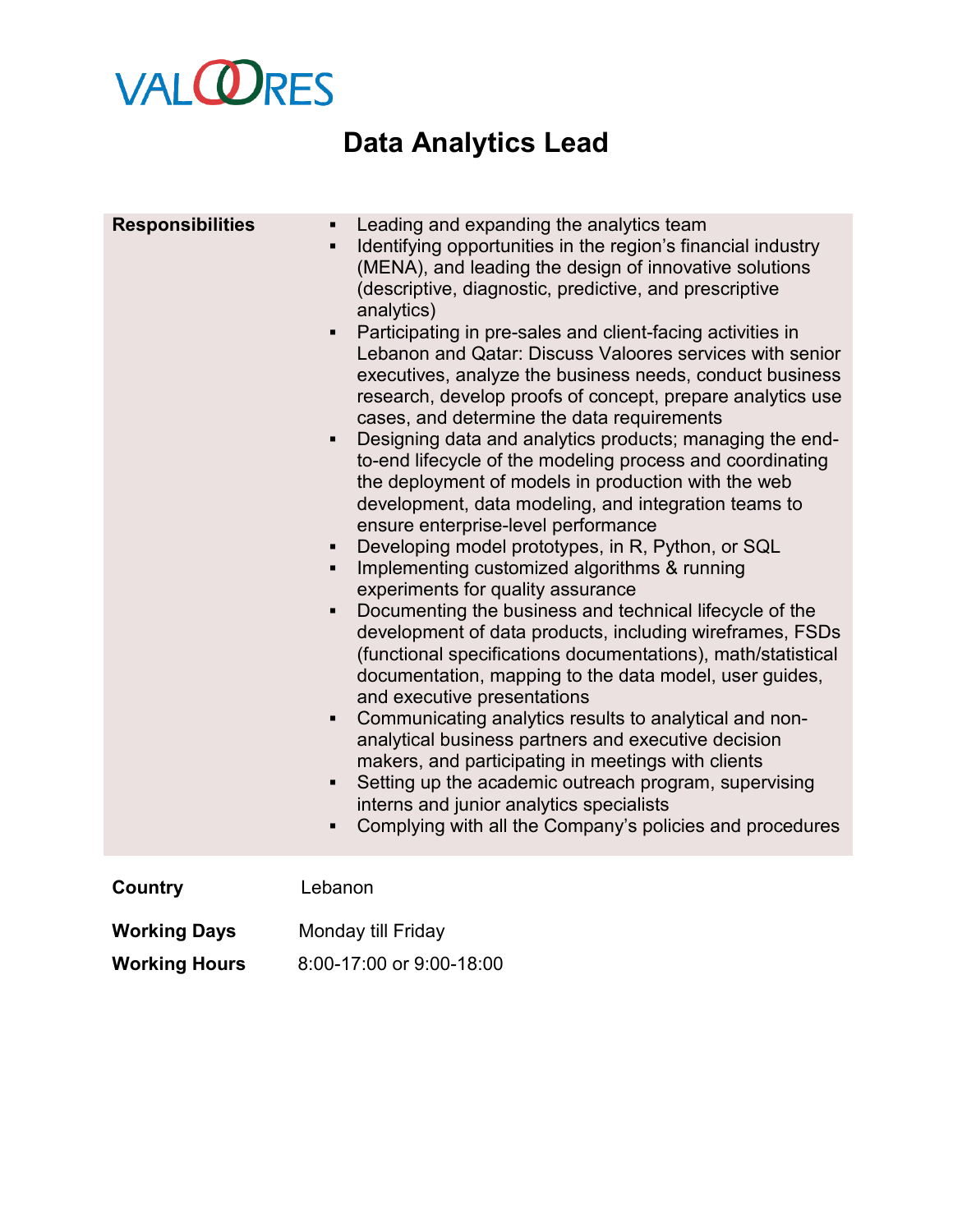VALOORES

# Data Analytics Lead

**Responsibilities**

- Leading and expanding the analytics team
- Identifying opportunities in the region's financial industry (MENA), and leading the design of innovative solutions (descriptive, diagnostic, predictive, and prescriptive analytics)
- Participating in pre-sales and client-facing activities in Lebanon and Qatar: Discuss Valoores services with senior executives, analyze the business needs, conduct business research, develop proofs of concept, prepare analytics use cases, and determine the data requirements
- Designing data and analytics products; managing the end-to-end lifecycle of the modeling process and coordinating the deployment of models in production with the web development, data modeling, and integration teams to ensure enterprise-level performance
- Developing model prototypes, in R, Python, or SQL
- Implementing customized algorithms & running experiments for quality assurance
- Documenting the business and technical lifecycle of the development of data products, including wireframes, FSDs (functional specifications documentations), math/statistical documentation, mapping to the data model, user guides, and executive presentations
- Communicating analytics results to analytical and non-analytical business partners and executive decision makers, and participating in meetings with clients
- Setting up the academic outreach program, supervising interns and junior analytics specialists
- Complying with all the Company's policies and procedures

**Country** Lebanon

**Working Days** Monday till Friday

**Working Hours** 8:00-17:00 or 9:00-18:00